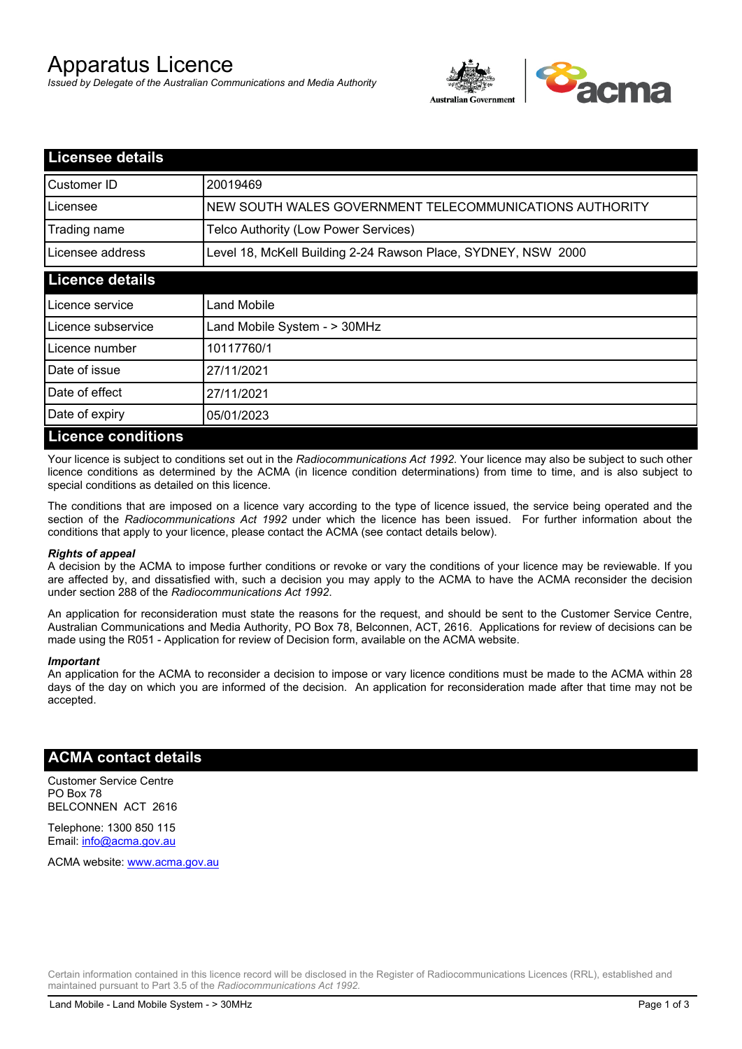# Apparatus Licence

*Issued by Delegate of the Australian Communications and Media Authority*

## Licensee details

| | |
|---|---|
| Customer ID | 20019469 |
| Licensee | NEW SOUTH WALES GOVERNMENT TELECOMMUNICATIONS AUTHORITY |
| Trading name | Telco Authority (Low Power Services) |
| Licensee address | Level 18, McKell Building 2-24 Rawson Place, SYDNEY, NSW 2000 |

## Licence details

| | |
|---|---|
| Licence service | Land Mobile |
| Licence subservice | Land Mobile System - > 30MHz |
| Licence number | 10117760/1 |
| Date of issue | 27/11/2021 |
| Date of effect | 27/11/2021 |
| Date of expiry | 05/01/2023 |

## Licence conditions

Your licence is subject to conditions set out in the *Radiocommunications Act 1992*. Your licence may also be subject to such other licence conditions as determined by the ACMA (in licence condition determinations) from time to time, and is also subject to special conditions as detailed on this licence.

The conditions that are imposed on a licence vary according to the type of licence issued, the service being operated and the section of the *Radiocommunications Act 1992* under which the licence has been issued. For further information about the conditions that apply to your licence, please contact the ACMA (see contact details below).

***Rights of appeal***

A decision by the ACMA to impose further conditions or revoke or vary the conditions of your licence may be reviewable. If you are affected by, and dissatisfied with, such a decision you may apply to the ACMA to have the ACMA reconsider the decision under section 288 of the *Radiocommunications Act 1992*.

An application for reconsideration must state the reasons for the request, and should be sent to the Customer Service Centre, Australian Communications and Media Authority, PO Box 78, Belconnen, ACT, 2616. Applications for review of decisions can be made using the R051 - Application for review of Decision form, available on the ACMA website.

***Important***

An application for the ACMA to reconsider a decision to impose or vary licence conditions must be made to the ACMA within 28 days of the day on which you are informed of the decision. An application for reconsideration made after that time may not be accepted.

## ACMA contact details

Customer Service Centre
PO Box 78
BELCONNEN ACT 2616

Telephone: 1300 850 115
Email: info@acma.gov.au

ACMA website: www.acma.gov.au

Certain information contained in this licence record will be disclosed in the Register of Radiocommunications Licences (RRL), established and maintained pursuant to Part 3.5 of the *Radiocommunications Act 1992.*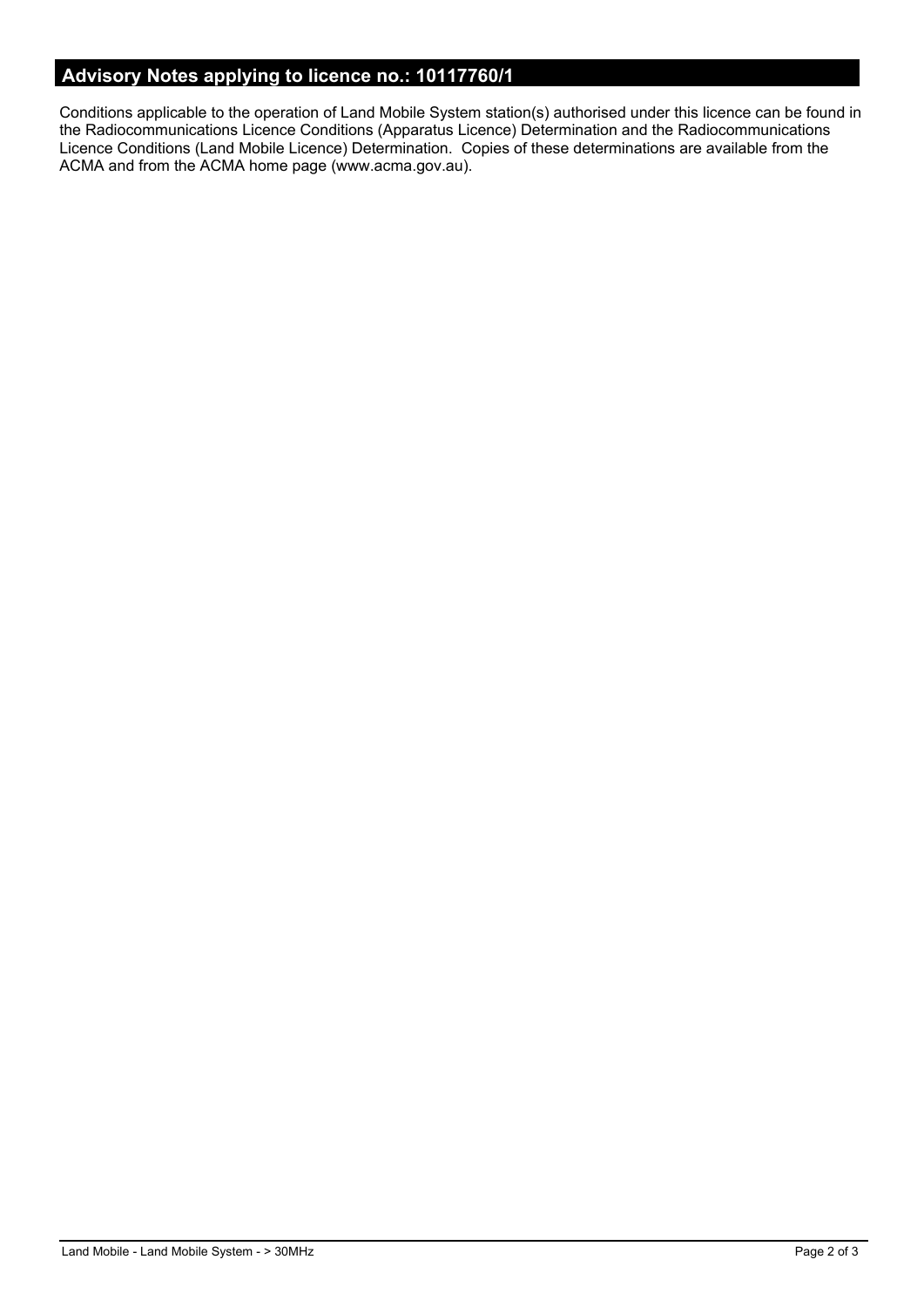## Advisory Notes applying to licence no.: 10117760/1

Conditions applicable to the operation of Land Mobile System station(s) authorised under this licence can be found in the Radiocommunications Licence Conditions (Apparatus Licence) Determination and the Radiocommunications Licence Conditions (Land Mobile Licence) Determination. Copies of these determinations are available from the ACMA and from the ACMA home page (www.acma.gov.au).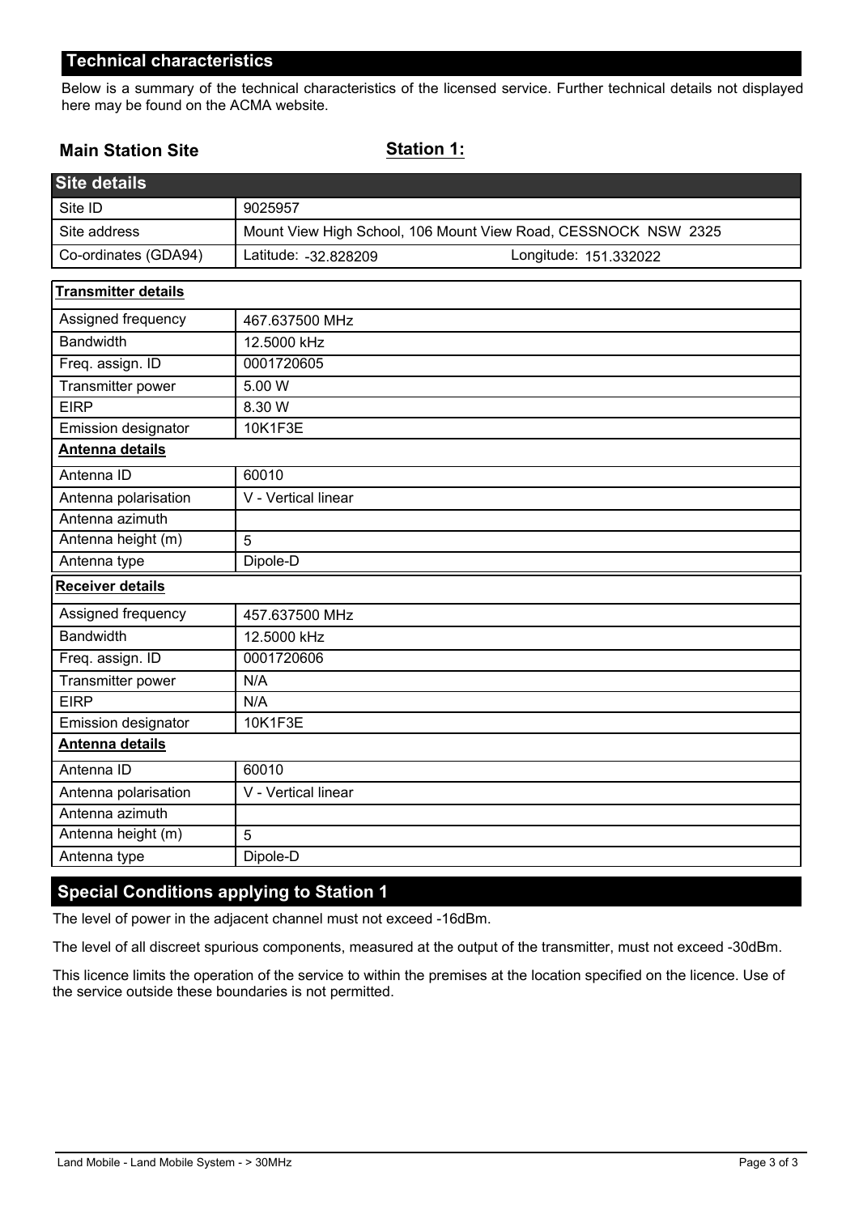## Technical characteristics

Below is a summary of the technical characteristics of the licensed service. Further technical details not displayed here may be found on the ACMA website.

**Main Station Site** **Station 1:**

| Site details | |
|---|---|
| Site ID | 9025957 |
| Site address | Mount View High School, 106 Mount View Road, CESSNOCK NSW 2325 |
| Co-ordinates (GDA94) | Latitude: -32.828209 Longitude: 151.332022 |

| Transmitter details | |
|---|---|
| Assigned frequency | 467.637500 MHz |
| Bandwidth | 12.5000 kHz |
| Freq. assign. ID | 0001720605 |
| Transmitter power | 5.00 W |
| EIRP | 8.30 W |
| Emission designator | 10K1F3E |
| **Antenna details** | |
| Antenna ID | 60010 |
| Antenna polarisation | V - Vertical linear |
| Antenna azimuth | |
| Antenna height (m) | 5 |
| Antenna type | Dipole-D |

| Receiver details | |
|---|---|
| Assigned frequency | 457.637500 MHz |
| Bandwidth | 12.5000 kHz |
| Freq. assign. ID | 0001720606 |
| Transmitter power | N/A |
| EIRP | N/A |
| Emission designator | 10K1F3E |
| **Antenna details** | |
| Antenna ID | 60010 |
| Antenna polarisation | V - Vertical linear |
| Antenna azimuth | |
| Antenna height (m) | 5 |
| Antenna type | Dipole-D |

## Special Conditions applying to Station 1

The level of power in the adjacent channel must not exceed -16dBm.

The level of all discreet spurious components, measured at the output of the transmitter, must not exceed -30dBm.

This licence limits the operation of the service to within the premises at the location specified on the licence. Use of the service outside these boundaries is not permitted.